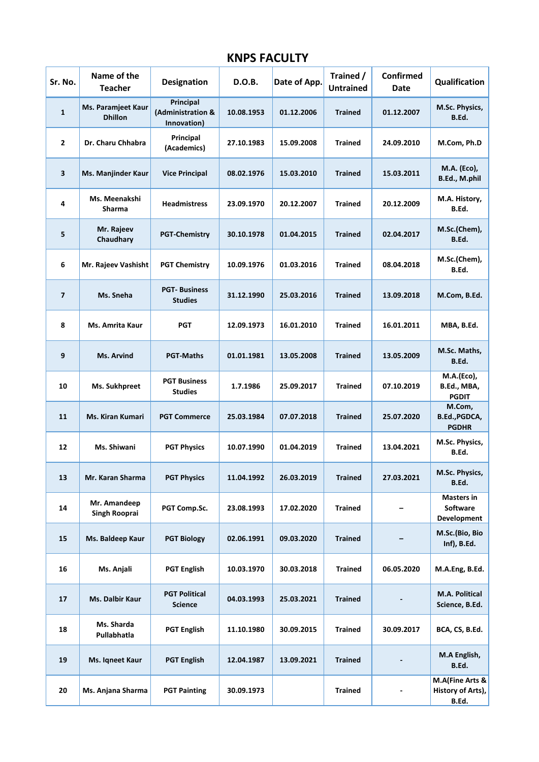# KNPS FACULTY

| Sr. No. | Name of the Teacher | Designation | D.O.B. | Date of App. | Trained / Untrained | Confirmed Date | Qualification |
|---|---|---|---|---|---|---|---|
| 1 | Ms. Paramjeet Kaur Dhillon | Principal (Administration & Innovation) | 10.08.1953 | 01.12.2006 | Trained | 01.12.2007 | M.Sc. Physics, B.Ed. |
| 2 | Dr. Charu Chhabra | Principal (Academics) | 27.10.1983 | 15.09.2008 | Trained | 24.09.2010 | M.Com, Ph.D |
| 3 | Ms. Manjinder Kaur | Vice Principal | 08.02.1976 | 15.03.2010 | Trained | 15.03.2011 | M.A. (Eco), B.Ed., M.phil |
| 4 | Ms. Meenakshi Sharma | Headmistress | 23.09.1970 | 20.12.2007 | Trained | 20.12.2009 | M.A. History, B.Ed. |
| 5 | Mr. Rajeev Chaudhary | PGT-Chemistry | 30.10.1978 | 01.04.2015 | Trained | 02.04.2017 | M.Sc.(Chem), B.Ed. |
| 6 | Mr. Rajeev Vashisht | PGT Chemistry | 10.09.1976 | 01.03.2016 | Trained | 08.04.2018 | M.Sc.(Chem), B.Ed. |
| 7 | Ms. Sneha | PGT- Business Studies | 31.12.1990 | 25.03.2016 | Trained | 13.09.2018 | M.Com, B.Ed. |
| 8 | Ms. Amrita Kaur | PGT | 12.09.1973 | 16.01.2010 | Trained | 16.01.2011 | MBA, B.Ed. |
| 9 | Ms. Arvind | PGT-Maths | 01.01.1981 | 13.05.2008 | Trained | 13.05.2009 | M.Sc. Maths, B.Ed. |
| 10 | Ms. Sukhpreet | PGT Business Studies | 1.7.1986 | 25.09.2017 | Trained | 07.10.2019 | M.A.(Eco), B.Ed., MBA, PGDIT |
| 11 | Ms. Kiran Kumari | PGT Commerce | 25.03.1984 | 07.07.2018 | Trained | 25.07.2020 | M.Com, B.Ed.,PGDCA, PGDHR |
| 12 | Ms. Shiwani | PGT Physics | 10.07.1990 | 01.04.2019 | Trained | 13.04.2021 | M.Sc. Physics, B.Ed. |
| 13 | Mr. Karan Sharma | PGT Physics | 11.04.1992 | 26.03.2019 | Trained | 27.03.2021 | M.Sc. Physics, B.Ed. |
| 14 | Mr. Amandeep Singh Rooprai | PGT Comp.Sc. | 23.08.1993 | 17.02.2020 | Trained | – | Masters in Software Development |
| 15 | Ms. Baldeep Kaur | PGT Biology | 02.06.1991 | 09.03.2020 | Trained | – | M.Sc.(Bio, Bio Inf), B.Ed. |
| 16 | Ms. Anjali | PGT English | 10.03.1970 | 30.03.2018 | Trained | 06.05.2020 | M.A.Eng, B.Ed. |
| 17 | Ms. Dalbir Kaur | PGT Political Science | 04.03.1993 | 25.03.2021 | Trained | - | M.A. Political Science, B.Ed. |
| 18 | Ms. Sharda Pullabhatla | PGT English | 11.10.1980 | 30.09.2015 | Trained | 30.09.2017 | BCA, CS, B.Ed. |
| 19 | Ms. Iqneet Kaur | PGT English | 12.04.1987 | 13.09.2021 | Trained | - | M.A English, B.Ed. |
| 20 | Ms. Anjana Sharma | PGT Painting | 30.09.1973 | | Trained | - | M.A(Fine Arts & History of Arts), B.Ed. |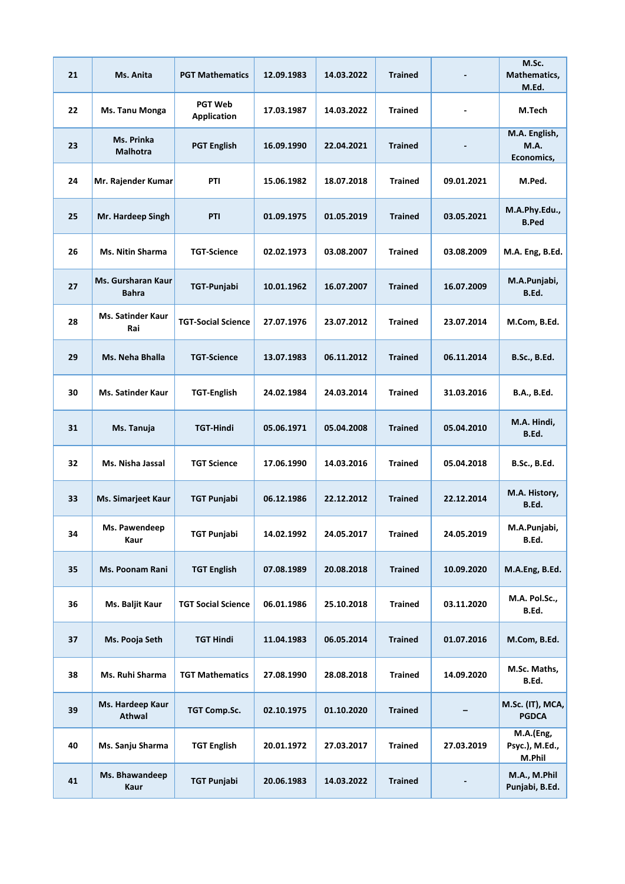| 21 | Ms. Anita | PGT Mathematics | 12.09.1983 | 14.03.2022 | Trained | - | M.Sc. Mathematics, M.Ed. |
|---|---|---|---|---|---|---|---|
| 22 | Ms. Tanu Monga | PGT Web Application | 17.03.1987 | 14.03.2022 | Trained | - | M.Tech |
| 23 | Ms. Prinka Malhotra | PGT English | 16.09.1990 | 22.04.2021 | Trained | - | M.A. English, M.A. Economics, |
| 24 | Mr. Rajender Kumar | PTI | 15.06.1982 | 18.07.2018 | Trained | 09.01.2021 | M.Ped. |
| 25 | Mr. Hardeep Singh | PTI | 01.09.1975 | 01.05.2019 | Trained | 03.05.2021 | M.A.Phy.Edu., B.Ped |
| 26 | Ms. Nitin Sharma | TGT-Science | 02.02.1973 | 03.08.2007 | Trained | 03.08.2009 | M.A. Eng, B.Ed. |
| 27 | Ms. Gursharan Kaur Bahra | TGT-Punjabi | 10.01.1962 | 16.07.2007 | Trained | 16.07.2009 | M.A.Punjabi, B.Ed. |
| 28 | Ms. Satinder Kaur Rai | TGT-Social Science | 27.07.1976 | 23.07.2012 | Trained | 23.07.2014 | M.Com, B.Ed. |
| 29 | Ms. Neha Bhalla | TGT-Science | 13.07.1983 | 06.11.2012 | Trained | 06.11.2014 | B.Sc., B.Ed. |
| 30 | Ms. Satinder Kaur | TGT-English | 24.02.1984 | 24.03.2014 | Trained | 31.03.2016 | B.A., B.Ed. |
| 31 | Ms. Tanuja | TGT-Hindi | 05.06.1971 | 05.04.2008 | Trained | 05.04.2010 | M.A. Hindi, B.Ed. |
| 32 | Ms. Nisha Jassal | TGT Science | 17.06.1990 | 14.03.2016 | Trained | 05.04.2018 | B.Sc., B.Ed. |
| 33 | Ms. Simarjeet Kaur | TGT Punjabi | 06.12.1986 | 22.12.2012 | Trained | 22.12.2014 | M.A. History, B.Ed. |
| 34 | Ms. Pawendeep Kaur | TGT Punjabi | 14.02.1992 | 24.05.2017 | Trained | 24.05.2019 | M.A.Punjabi, B.Ed. |
| 35 | Ms. Poonam Rani | TGT English | 07.08.1989 | 20.08.2018 | Trained | 10.09.2020 | M.A.Eng, B.Ed. |
| 36 | Ms. Baljit Kaur | TGT Social Science | 06.01.1986 | 25.10.2018 | Trained | 03.11.2020 | M.A. Pol.Sc., B.Ed. |
| 37 | Ms. Pooja Seth | TGT Hindi | 11.04.1983 | 06.05.2014 | Trained | 01.07.2016 | M.Com, B.Ed. |
| 38 | Ms. Ruhi Sharma | TGT Mathematics | 27.08.1990 | 28.08.2018 | Trained | 14.09.2020 | M.Sc. Maths, B.Ed. |
| 39 | Ms. Hardeep Kaur Athwal | TGT Comp.Sc. | 02.10.1975 | 01.10.2020 | Trained | – | M.Sc. (IT), MCA, PGDCA |
| 40 | Ms. Sanju Sharma | TGT English | 20.01.1972 | 27.03.2017 | Trained | 27.03.2019 | M.A.(Eng, Psyc.), M.Ed., M.Phil |
| 41 | Ms. Bhawandeep Kaur | TGT Punjabi | 20.06.1983 | 14.03.2022 | Trained | - | M.A., M.Phil Punjabi, B.Ed. |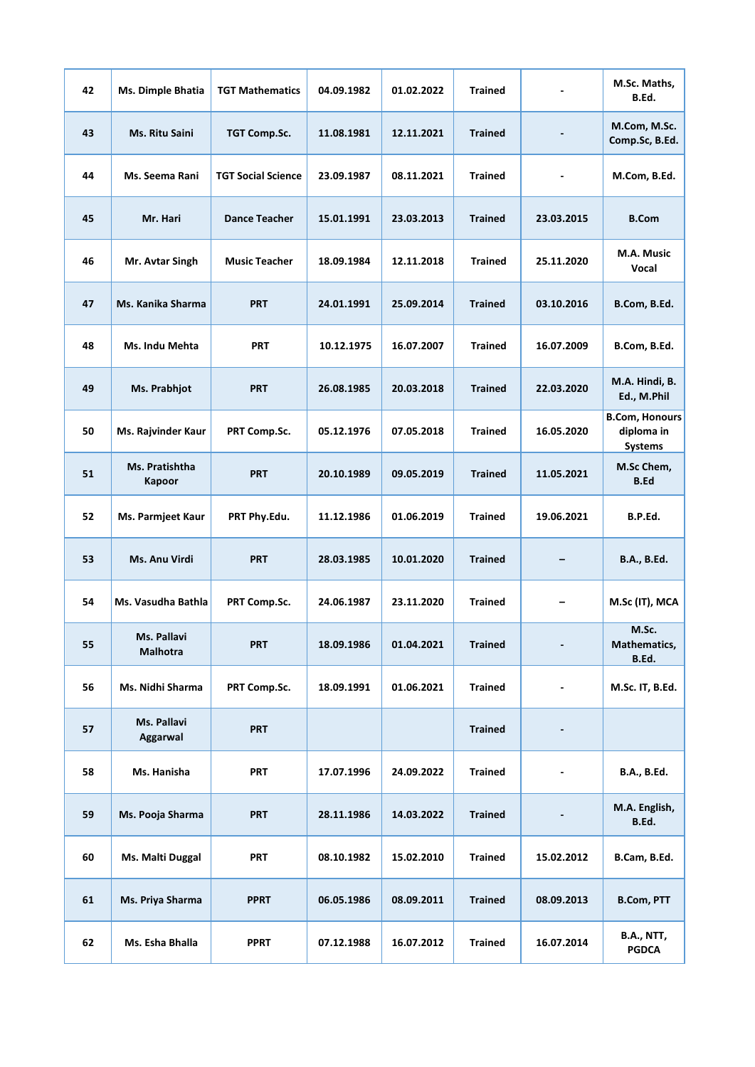| 42 | Ms. Dimple Bhatia | TGT Mathematics | 04.09.1982 | 01.02.2022 | Trained | - | M.Sc. Maths, B.Ed. |
|---|---|---|---|---|---|---|---|
| 43 | Ms. Ritu Saini | TGT Comp.Sc. | 11.08.1981 | 12.11.2021 | Trained | - | M.Com, M.Sc. Comp.Sc, B.Ed. |
| 44 | Ms. Seema Rani | TGT Social Science | 23.09.1987 | 08.11.2021 | Trained | - | M.Com, B.Ed. |
| 45 | Mr. Hari | Dance Teacher | 15.01.1991 | 23.03.2013 | Trained | 23.03.2015 | B.Com |
| 46 | Mr. Avtar Singh | Music Teacher | 18.09.1984 | 12.11.2018 | Trained | 25.11.2020 | M.A. Music Vocal |
| 47 | Ms. Kanika Sharma | PRT | 24.01.1991 | 25.09.2014 | Trained | 03.10.2016 | B.Com, B.Ed. |
| 48 | Ms. Indu Mehta | PRT | 10.12.1975 | 16.07.2007 | Trained | 16.07.2009 | B.Com, B.Ed. |
| 49 | Ms. Prabhjot | PRT | 26.08.1985 | 20.03.2018 | Trained | 22.03.2020 | M.A. Hindi, B. Ed., M.Phil |
| 50 | Ms. Rajvinder Kaur | PRT Comp.Sc. | 05.12.1976 | 07.05.2018 | Trained | 16.05.2020 | B.Com, Honours diploma in Systems |
| 51 | Ms. Pratishtha Kapoor | PRT | 20.10.1989 | 09.05.2019 | Trained | 11.05.2021 | M.Sc Chem, B.Ed |
| 52 | Ms. Parmjeet Kaur | PRT Phy.Edu. | 11.12.1986 | 01.06.2019 | Trained | 19.06.2021 | B.P.Ed. |
| 53 | Ms. Anu Virdi | PRT | 28.03.1985 | 10.01.2020 | Trained | – | B.A., B.Ed. |
| 54 | Ms. Vasudha Bathla | PRT Comp.Sc. | 24.06.1987 | 23.11.2020 | Trained | – | M.Sc (IT), MCA |
| 55 | Ms. Pallavi Malhotra | PRT | 18.09.1986 | 01.04.2021 | Trained | - | M.Sc. Mathematics, B.Ed. |
| 56 | Ms. Nidhi Sharma | PRT Comp.Sc. | 18.09.1991 | 01.06.2021 | Trained | - | M.Sc. IT, B.Ed. |
| 57 | Ms. Pallavi Aggarwal | PRT | | | Trained | - | |
| 58 | Ms. Hanisha | PRT | 17.07.1996 | 24.09.2022 | Trained | - | B.A., B.Ed. |
| 59 | Ms. Pooja Sharma | PRT | 28.11.1986 | 14.03.2022 | Trained | - | M.A. English, B.Ed. |
| 60 | Ms. Malti Duggal | PRT | 08.10.1982 | 15.02.2010 | Trained | 15.02.2012 | B.Cam, B.Ed. |
| 61 | Ms. Priya Sharma | PPRT | 06.05.1986 | 08.09.2011 | Trained | 08.09.2013 | B.Com, PTT |
| 62 | Ms. Esha Bhalla | PPRT | 07.12.1988 | 16.07.2012 | Trained | 16.07.2014 | B.A., NTT, PGDCA |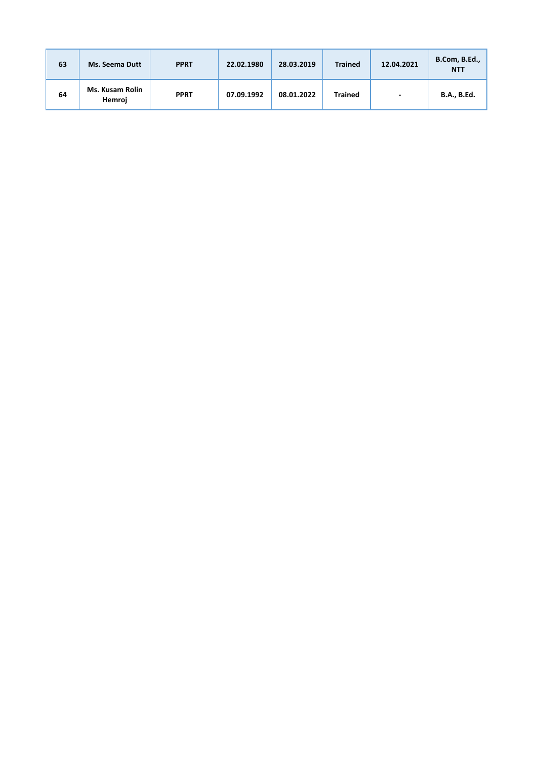| | | | | | | | |
|---|---|---|---|---|---|---|---|
| 63 | Ms. Seema Dutt | PPRT | 22.02.1980 | 28.03.2019 | Trained | 12.04.2021 | B.Com, B.Ed., NTT |
| 64 | Ms. Kusam Rolin Hemroj | PPRT | 07.09.1992 | 08.01.2022 | Trained | - | B.A., B.Ed. |